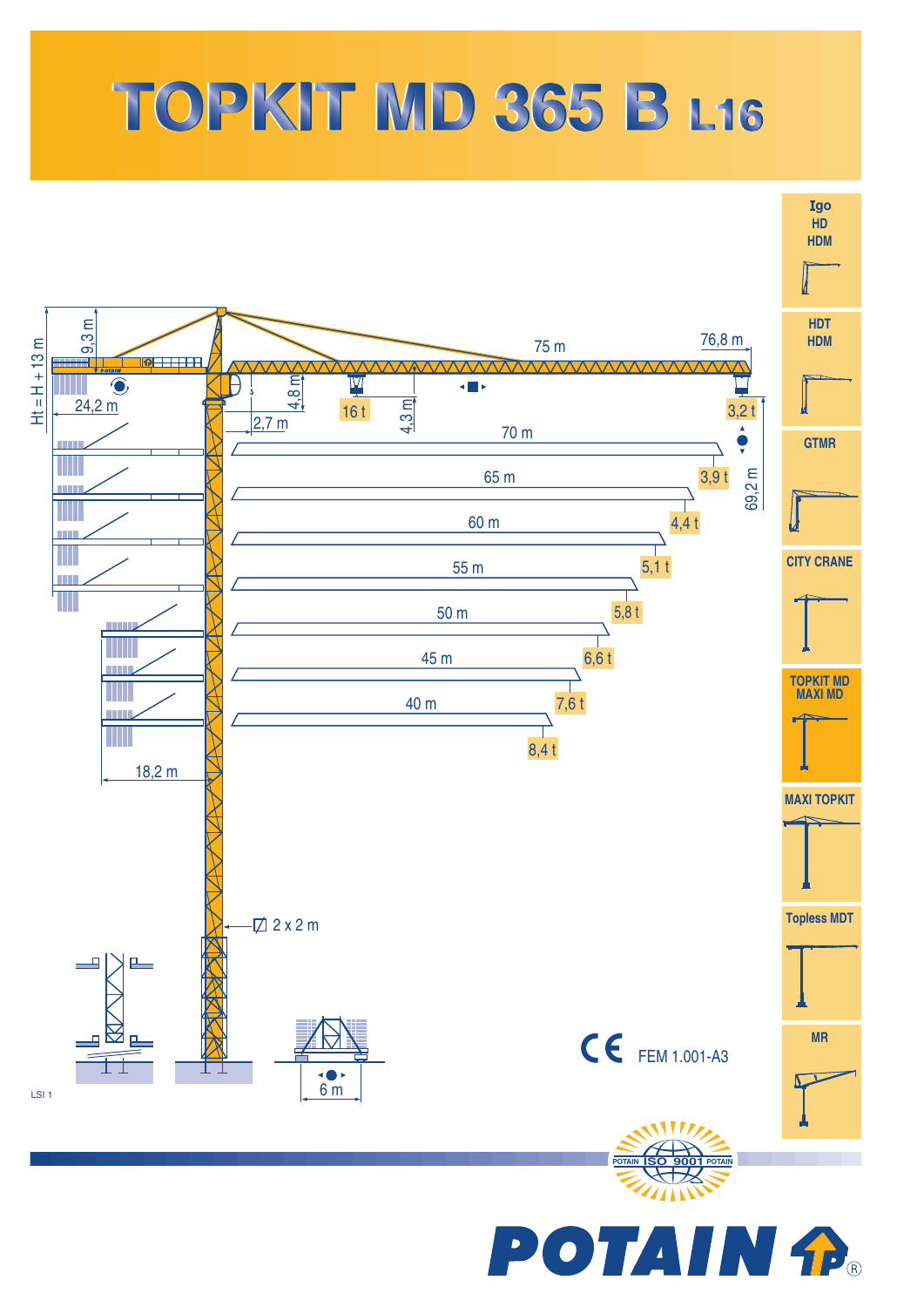# TOPKIT MD 365 B L16

- Igo HD HDM
- HDT HDM
- GTMR
- CITY CRANE
- TOPKIT MD MAXI MD
- MAXI TOPKIT
- Topless MDT
- MR

Ht = H + 13 m

9,3 m

24,2 m

18,2 m

2,7 m

4,8 m

4,3 m

16 t

75 m

76,8 m

3,2 t

69,2 m

| Jib length | Tip load |
|---|---|
| 76,8 m | 3,2 t |
| 70 m | 3,9 t |
| 65 m | 4,4 t |
| 60 m | 5,1 t |
| 55 m | 5,8 t |
| 50 m | 6,6 t |
| 45 m | 7,6 t |
| 40 m | 8,4 t |

2 x 2 m

6 m

CE FEM 1.001-A3

LSI 1

POTAIN ISO 9001 POTAIN

POTAIN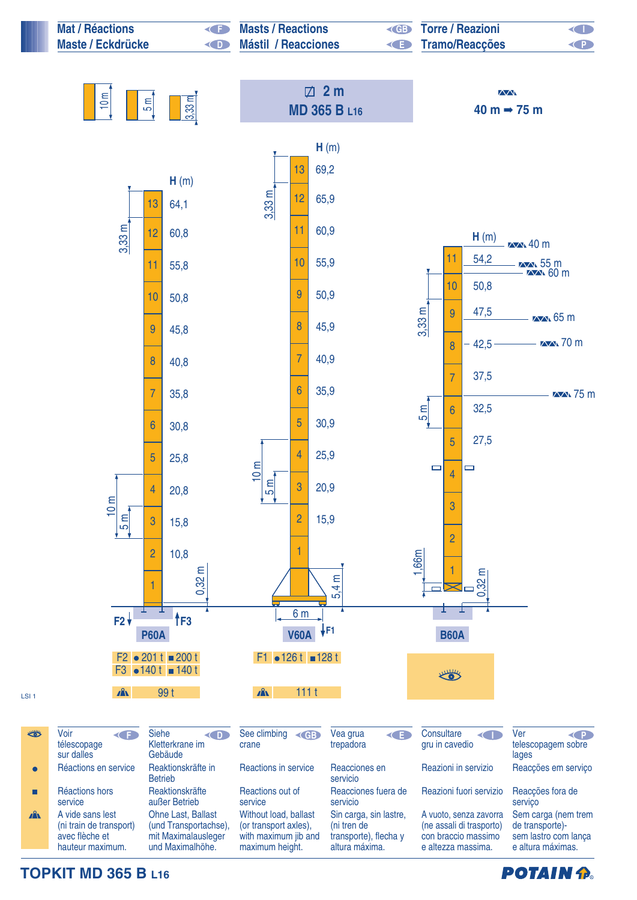# Mat / Réactions — Maste / Eckdrücke — Masts / Reactions — Mástil / Reacciones — Torre / Reazioni — Tramo/Reacções

10 m — 5 m — 3,33 m

## ⊿ 2 m
## MD 365 B L16

40 m ➡ 75 m

### P60A

| Section | H (m) |
|---|---|
| 13 | 64,1 |
| 12 | 60,8 |
| 11 | 55,8 |
| 10 | 50,8 |
| 9 | 45,8 |
| 8 | 40,8 |
| 7 | 35,8 |
| 6 | 30,8 |
| 5 | 25,8 |
| 4 | 20,8 |
| 3 | 15,8 |
| 2 | 10,8 |
| 1 | |

3,33 m — 10 m — 5 m — 0,32 m — F2 — F3

| | ● | ■ |
|---|---|---|
| F2 | 201 t | 200 t |
| F3 | 140 t | 140 t |

Without load: 99 t

### V60A

| Section | H (m) |
|---|---|
| 13 | 69,2 |
| 12 | 65,9 |
| 11 | 60,9 |
| 10 | 55,9 |
| 9 | 50,9 |
| 8 | 45,9 |
| 7 | 40,9 |
| 6 | 35,9 |
| 5 | 30,9 |
| 4 | 25,9 |
| 3 | 20,9 |
| 2 | 15,9 |
| 1 | |

3,33 m — 10 m — 5 m — 5,4 m — 6 m — F1

| | ● | ■ |
|---|---|---|
| F1 | 126 t | 128 t |

Without load: 111 t

### B60A

| Section | H (m) | Jib |
|---|---|---|
| 11 | 54,2 | 40 m / 55 m / 60 m |
| 10 | 50,8 | |
| 9 | 47,5 | 65 m |
| 8 | 42,5 | 70 m |
| 7 | 37,5 | 75 m |
| 6 | 32,5 | |
| 5 | 27,5 | |
| 4 | | |
| 3 | | |
| 2 | | |
| 1 | | |

3,33 m — 5 m — 1,66 m — 0,32 m

LSI 1

| | F | D | GB | E | I | P |
|---|---|---|---|---|---|---|
| 👁 | Voir télescopage sur dalles | Siehe Kletterkrane im Gebäude | See climbing crane | Vea grua trepadora | Consultare gru in cavedio | Ver telescopagem sobre lages |
| ● | Réactions en service | Reaktionskräfte in Betrieb | Reactions in service | Reacciones en servicio | Reazioni in servizio | Reacções em serviço |
| ■ | Réactions hors service | Reaktionskräfte außer Betrieb | Reactions out of service | Reacciones fuera de servicio | Reazioni fuori servizio | Reacções fora de serviço |
| ⛰ | A vide sans lest (ni train de transport) avec flèche et hauteur maximum. | Ohne Last, Ballast (und Transportachse), mit Maximalausleger und Maximalhöhe. | Without load, ballast (or transport axles), with maximum jib and maximum height. | Sin carga, sin lastre, (ni tren de transporte), flecha y altura máxima. | A vuoto, senza zavorra (ne assali di trasporto) con braccio massimo e altezza massima. | Sem carga (nem trem de transporte)- sem lastro com lança e altura máximas. |

TOPKIT MD 365 B L16

POTAIN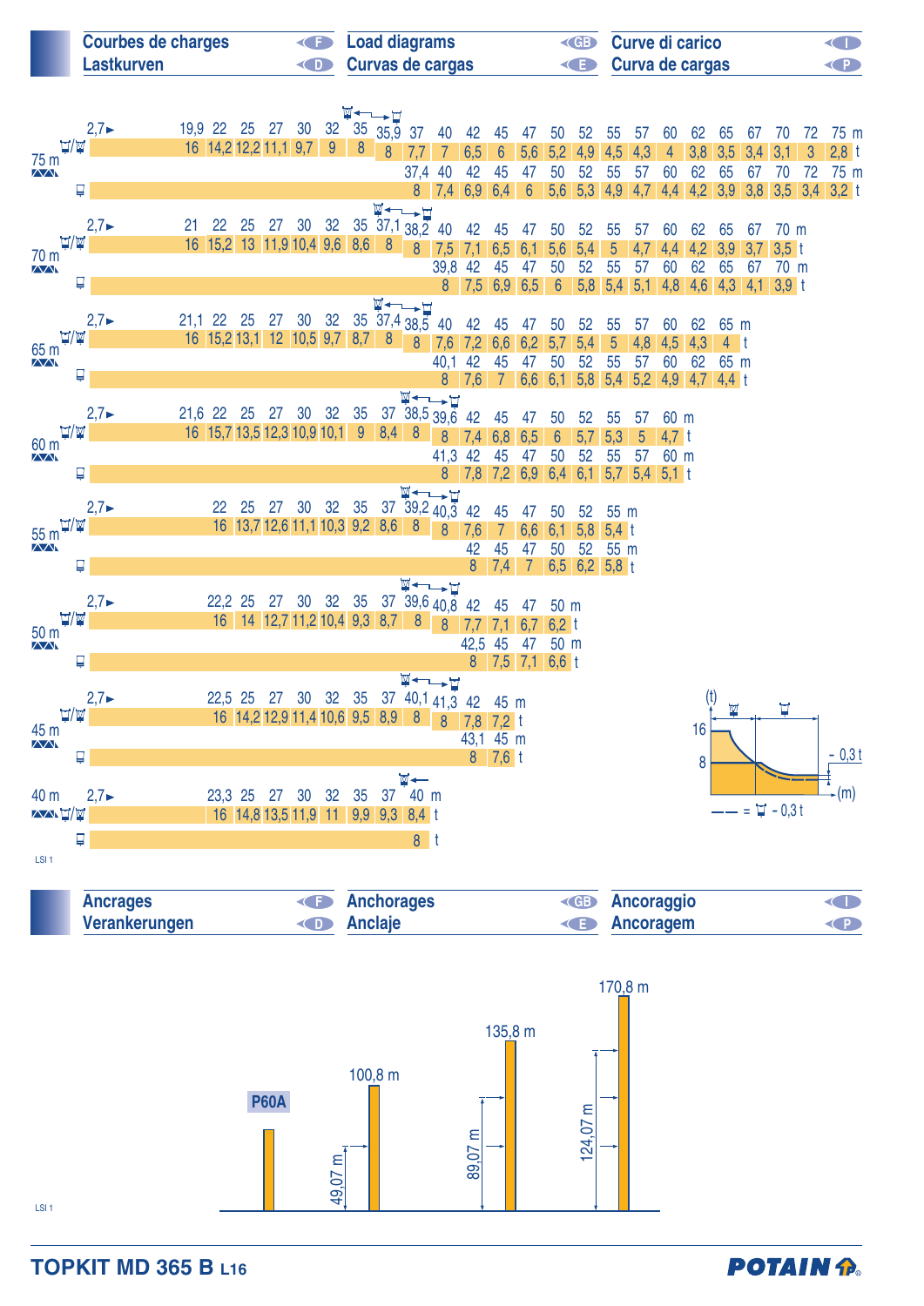## Courbes de charges / Lastkurven / Load diagrams / Curvas de cargas / Curve di carico / Curva de cargas

**75 m**

| m | 2,7► | 19,9 | 22 | 25 | 27 | 30 | 32 | 35 | 35,9 | 37 | 40 | 42 | 45 | 47 | 50 | 52 | 55 | 57 | 60 | 62 | 65 | 67 | 70 | 72 | 75 |
|---|---|---|---|---|---|---|---|---|---|---|---|---|---|---|---|---|---|---|---|---|---|---|---|---|---|
| t | | 16 | 14,2 | 12,2 | 11,1 | 9,7 | 9 | 8 | 8 | 7,7 | 7 | 6,5 | 6 | 5,6 | 5,2 | 4,9 | 4,5 | 4,3 | 4 | 3,8 | 3,5 | 3,4 | 3,1 | 3 | 2,8 |

| m | 37,4 | 40 | 42 | 45 | 47 | 50 | 52 | 55 | 57 | 60 | 62 | 65 | 67 | 70 | 72 | 75 |
|---|---|---|---|---|---|---|---|---|---|---|---|---|---|---|---|---|
| t | 8 | 7,4 | 6,9 | 6,4 | 6 | 5,6 | 5,3 | 4,9 | 4,7 | 4,4 | 4,2 | 3,9 | 3,8 | 3,5 | 3,4 | 3,2 |

**70 m**

| m | 2,7► | 21 | 22 | 25 | 27 | 30 | 32 | 35 | 37,1 | 38,2 | 40 | 42 | 45 | 47 | 50 | 52 | 55 | 57 | 60 | 62 | 65 | 67 | 70 |
|---|---|---|---|---|---|---|---|---|---|---|---|---|---|---|---|---|---|---|---|---|---|---|---|
| t | | 16 | 15,2 | 13 | 11,9 | 10,4 | 9,6 | 8,6 | 8 | 8 | 7,5 | 7,1 | 6,5 | 6,1 | 5,6 | 5,4 | 5 | 4,7 | 4,4 | 4,2 | 3,9 | 3,7 | 3,5 |

| m | 39,8 | 42 | 45 | 47 | 50 | 52 | 55 | 57 | 60 | 62 | 65 | 67 | 70 |
|---|---|---|---|---|---|---|---|---|---|---|---|---|---|
| t | 8 | 7,5 | 6,9 | 6,5 | 6 | 5,8 | 5,4 | 5,1 | 4,8 | 4,6 | 4,3 | 4,1 | 3,9 |

**65 m**

| m | 2,7► | 21,1 | 22 | 25 | 27 | 30 | 32 | 35 | 37,4 | 38,5 | 40 | 42 | 45 | 47 | 50 | 52 | 55 | 57 | 60 | 62 | 65 |
|---|---|---|---|---|---|---|---|---|---|---|---|---|---|---|---|---|---|---|---|---|---|
| t | | 16 | 15,2 | 13,1 | 12 | 10,5 | 9,7 | 8,7 | 8 | 8 | 7,6 | 7,2 | 6,6 | 6,2 | 5,7 | 5,4 | 5 | 4,8 | 4,5 | 4,3 | 4 |

| m | 40,1 | 42 | 45 | 47 | 50 | 52 | 55 | 57 | 60 | 62 | 65 |
|---|---|---|---|---|---|---|---|---|---|---|---|
| t | 8 | 7,6 | 7 | 6,6 | 6,1 | 5,8 | 5,4 | 5,2 | 4,9 | 4,7 | 4,4 |

**60 m**

| m | 2,7► | 21,6 | 22 | 25 | 27 | 30 | 32 | 35 | 37 | 38,5 | 39,6 | 42 | 45 | 47 | 50 | 52 | 55 | 57 | 60 |
|---|---|---|---|---|---|---|---|---|---|---|---|---|---|---|---|---|---|---|---|
| t | | 16 | 15,7 | 13,5 | 12,3 | 10,9 | 10,1 | 9 | 8,4 | 8 | 8 | 7,4 | 6,8 | 6,5 | 6 | 5,7 | 5,3 | 5 | 4,7 |

| m | 41,3 | 42 | 45 | 47 | 50 | 52 | 55 | 57 | 60 |
|---|---|---|---|---|---|---|---|---|---|
| t | 8 | 7,8 | 7,2 | 6,9 | 6,4 | 6,1 | 5,7 | 5,4 | 5,1 |

**55 m**

| m | 2,7► | 22 | 25 | 27 | 30 | 32 | 35 | 37 | 39,2 | 40,3 | 42 | 45 | 47 | 50 | 52 | 55 |
|---|---|---|---|---|---|---|---|---|---|---|---|---|---|---|---|---|
| t | | 16 | 13,7 | 12,6 | 11,1 | 10,3 | 9,2 | 8,6 | 8 | 8 | 7,6 | 7 | 6,6 | 6,1 | 5,8 | 5,4 |

| m | 42 | 45 | 47 | 50 | 52 | 55 |
|---|---|---|---|---|---|---|
| t | 8 | 7,4 | 7 | 6,5 | 6,2 | 5,8 |

**50 m**

| m | 2,7► | 22,2 | 25 | 27 | 30 | 32 | 35 | 37 | 39,6 | 40,8 | 42 | 45 | 47 | 50 |
|---|---|---|---|---|---|---|---|---|---|---|---|---|---|---|
| t | | 16 | 14 | 12,7 | 11,2 | 10,4 | 9,3 | 8,7 | 8 | 8 | 7,7 | 7,1 | 6,7 | 6,2 |

| m | 42,5 | 45 | 47 | 50 |
|---|---|---|---|---|
| t | 8 | 7,5 | 7,1 | 6,6 |

**45 m**

| m | 2,7► | 22,5 | 25 | 27 | 30 | 32 | 35 | 37 | 40,1 | 41,3 | 42 | 45 |
|---|---|---|---|---|---|---|---|---|---|---|---|---|
| t | | 16 | 14,2 | 12,9 | 11,4 | 10,6 | 9,5 | 8,9 | 8 | 8 | 7,8 | 7,2 |

| m | 43,1 | 45 |
|---|---|---|
| t | 8 | 7,6 |

**40 m**

| m | 2,7► | 23,3 | 25 | 27 | 30 | 32 | 35 | 37 | 40 |
|---|---|---|---|---|---|---|---|---|---|
| t | | 16 | 14,8 | 13,5 | 11,9 | 11 | 9,9 | 9,3 | 8,4 |

| m | 40 |
|---|---|
| t | 8 |

(t) 16 / 8 — (m) — - 0,3 t ; —— = - 0,3 t

LSI 1

## Ancrages / Verankerungen / Anchorages / Anclaje / Ancoraggio / Ancoragem

P60A

100,8 m — 49,07 m

135,8 m — 89,07 m

170,8 m — 124,07 m

LSI 1

**TOPKIT MD 365 B L16**

POTAIN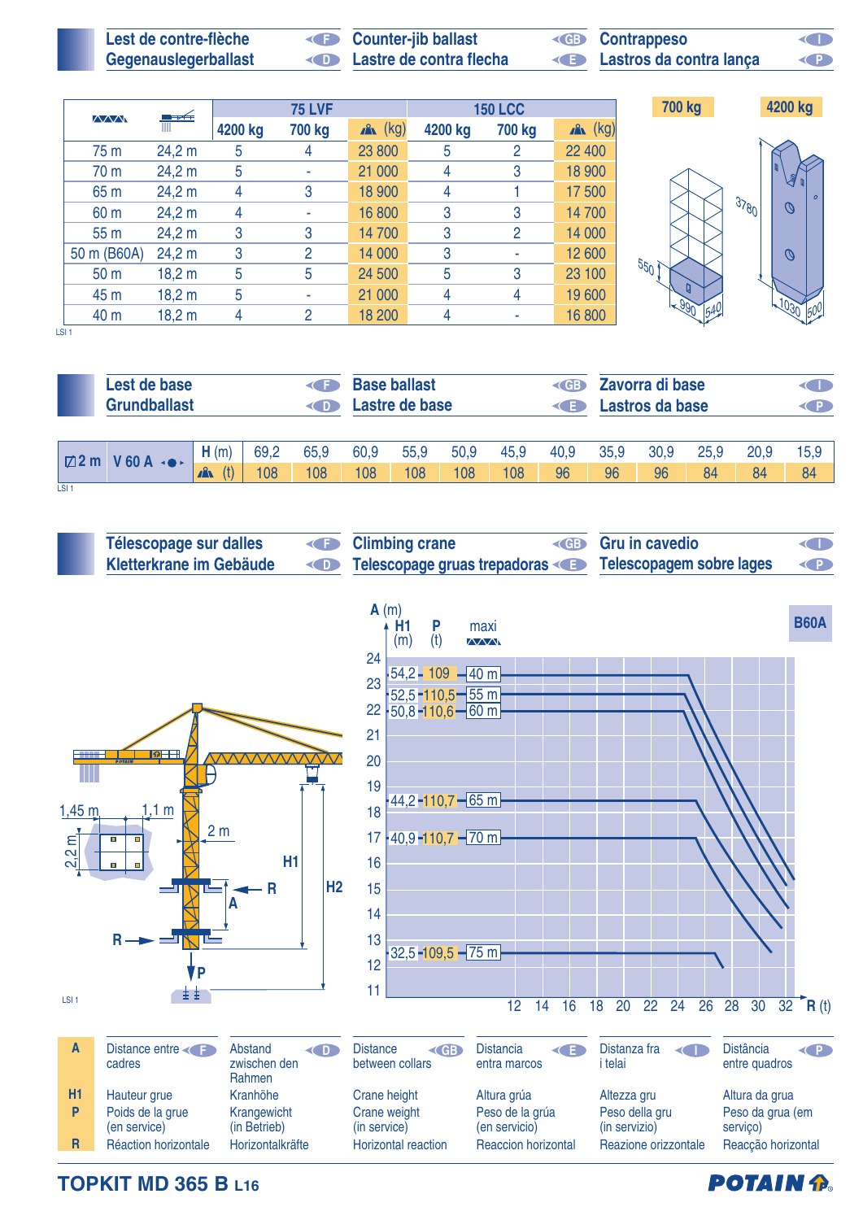## Lest de contre-flèche (F) / Gegenauslegerballast (D) / Counter-jib ballast (GB) / Lastre de contra flecha (E) / Contrappeso (I) / Lastros da contra lança (P)

| | | 75 LVF | | | 150 LCC | | |
|---|---|---|---|---|---|---|---|
| | | 4200 kg | 700 kg | (kg) | 4200 kg | 700 kg | (kg) |
| 75 m | 24,2 m | 5 | 4 | 23 800 | 5 | 2 | 22 400 |
| 70 m | 24,2 m | 5 | - | 21 000 | 4 | 3 | 18 900 |
| 65 m | 24,2 m | 4 | 3 | 18 900 | 4 | 1 | 17 500 |
| 60 m | 24,2 m | 4 | - | 16 800 | 3 | 3 | 14 700 |
| 55 m | 24,2 m | 3 | 3 | 14 700 | 3 | 2 | 14 000 |
| 50 m (B60A) | 24,2 m | 3 | 2 | 14 000 | 3 | - | 12 600 |
| 50 m | 18,2 m | 5 | 5 | 24 500 | 5 | 3 | 23 100 |
| 45 m | 18,2 m | 5 | - | 21 000 | 4 | 4 | 19 600 |
| 40 m | 18,2 m | 4 | 2 | 18 200 | 4 | - | 16 800 |

LSI 1

700 kg: 550 / 990 / 540

4200 kg: 3780 / 1030 / 500

## Lest de base (F) / Grundballast (D) / Base ballast (GB) / Lastre de base (E) / Zavorra di base (I) / Lastros da base (P)

| 2 m | V 60 A | H (m) | 69,2 | 65,9 | 60,9 | 55,9 | 50,9 | 45,9 | 40,9 | 35,9 | 30,9 | 25,9 | 20,9 | 15,9 |
|---|---|---|---|---|---|---|---|---|---|---|---|---|---|---|
| | | (t) | 108 | 108 | 108 | 108 | 108 | 108 | 96 | 96 | 96 | 84 | 84 | 84 |

LSI 1

## Télescopage sur dalles (F) / Kletterkrane im Gebäude (D) / Climbing crane (GB) / Telescopage gruas trepadoras (E) / Gru in cavedio (I) / Telescopagem sobre lages (P)

1,45 m — 1,1 m — 2,2 m — 2 m — H1 — H2 — R — A — P

LSI 1

B60A

| H1 (m) | P (t) | maxi |
|---|---|---|
| 54,2 | 109 | 40 m |
| 52,5 | 110,5 | 55 m |
| 50,8 | 110,6 | 60 m |
| 44,2 | 110,7 | 65 m |
| 40,9 | 110,7 | 70 m |
| 32,5 | 109,5 | 75 m |

A (m): 11 – 24 ; R (t): 12 – 32

| | (F) | (D) | (GB) | (E) | (I) | (P) |
|---|---|---|---|---|---|---|
| **A** | Distance entre cadres | Abstand zwischen den Rahmen | Distance between collars | Distancia entra marcos | Distanza fra i telai | Distância entre quadros |
| **H1** | Hauteur grue | Kranhöhe | Crane height | Altura grúa | Altezza gru | Altura da grua |
| **P** | Poids de la grue (en service) | Krangewicht (in Betrieb) | Crane weight (in service) | Peso de la grúa (en servicio) | Peso della gru (in servizio) | Peso da grua (em serviço) |
| **R** | Réaction horizontale | Horizontalkräfte | Horizontal reaction | Reaccion horizontal | Reazione orizzontale | Reacção horizontal |

**TOPKIT MD 365 B** L16

POTAIN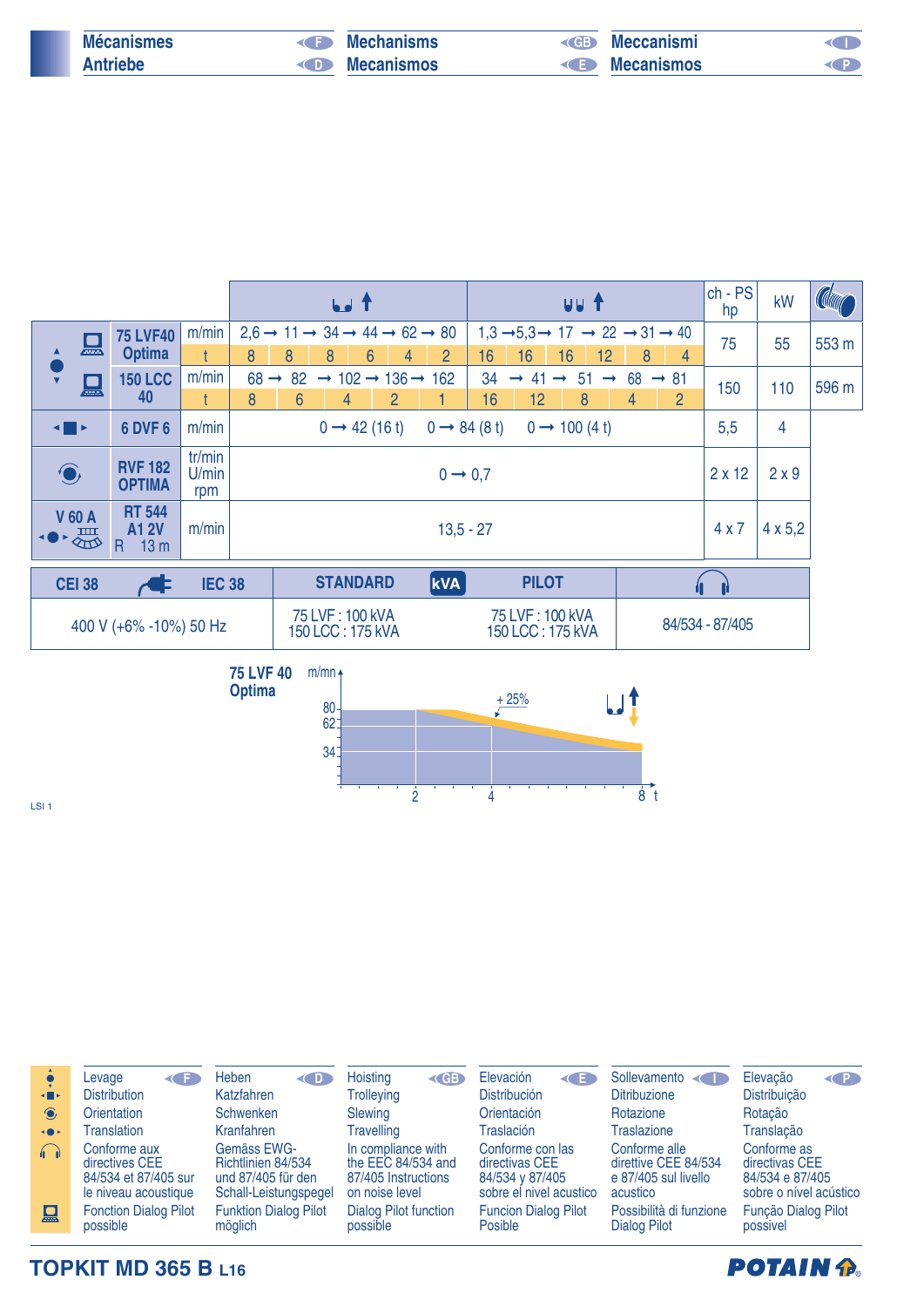# Mécanismes / Antriebe / Mechanisms / Mecanismos / Meccanismi / Mecanismos

| | | | (single fall, hoisting) | | | | | | (double fall, hoisting) | | | | | | ch - PS hp | kW | |
|---|---|---|---|---|---|---|---|---|---|---|---|---|---|---|---|---|---|
| Hoisting | 75 LVF40 Optima | m/min | 2,6 → 11 → 34 → 44 → 62 → 80 | | | | | | 1,3 → 5,3 → 17 → 22 → 31 → 40 | | | | | | 75 | 55 | 553 m |
| | | t | 8 | 8 | 8 | 6 | 4 | 2 | 16 | 16 | 16 | 12 | 8 | 4 | | | |
| | 150 LCC 40 | m/min | 68 → 82 → 102 → 136 → 162 | | | | | | 34 → 41 → 51 → 68 → 81 | | | | | | 150 | 110 | 596 m |
| | | t | 8 | 6 | 4 | 2 | 1 | | 16 | 12 | 8 | 4 | 2 | | | | |
| Trolleying | 6 DVF 6 | m/min | 0 → 42 (16 t) 0 → 84 (8 t) 0 → 100 (4 t) | | | | | | | | | | | | 5,5 | 4 | |
| Slewing | RVF 182 OPTIMA | tr/min U/min rpm | 0 → 0,7 | | | | | | | | | | | | 2 x 12 | 2 x 9 | |
| Travelling V 60 A | RT 544 A1 2V R 13 m | m/min | 13,5 - 27 | | | | | | | | | | | | 4 x 7 | 4 x 5,2 | |

| CEI 38 / IEC 38 | STANDARD kVA | PILOT | (noise level) |
|---|---|---|---|
| 400 V (+6% -10%) 50 Hz | 75 LVF : 100 kVA<br>150 LCC : 175 kVA | 75 LVF : 100 kVA<br>150 LCC : 175 kVA | 84/534 - 87/405 |

**75 LVF 40 Optima**

m/mn: 80, 62, 34 — t: 2, 4, 8 — + 25%

LSI 1

| | F | D | GB | E | I | P |
|---|---|---|---|---|---|---|
| | Levage | Heben | Hoisting | Elevación | Sollevamento | Elevação |
| | Distribution | Katzfahren | Trolleying | Distribución | Ditribuzione | Distribuição |
| | Orientation | Schwenken | Slewing | Orientación | Rotazione | Rotação |
| | Translation | Kranfahren | Travelling | Traslación | Traslazione | Translação |
| | Conforme aux directives CEE 84/534 et 87/405 sur le niveau acoustique | Gemäss EWG-Richtlinien 84/534 und 87/405 für den Schall-Leistungspegel | In compliance with the EEC 84/534 and 87/405 Instructions on noise level | Conforme con las directivas CEE 84/534 y 87/405 sobre el nivel acustico | Conforme alle direttive CEE 84/534 e 87/405 sul livello acustico | Conforme as directivas CEE 84/534 e 87/405 sobre o nível acústico |
| | Fonction Dialog Pilot possible | Funktion Dialog Pilot möglich | Dialog Pilot function possible | Funcion Dialog Pilot Posible | Possibilità di funzione Dialog Pilot | Função Dialog Pilot possivel |

**TOPKIT MD 365 B L16**

POTAIN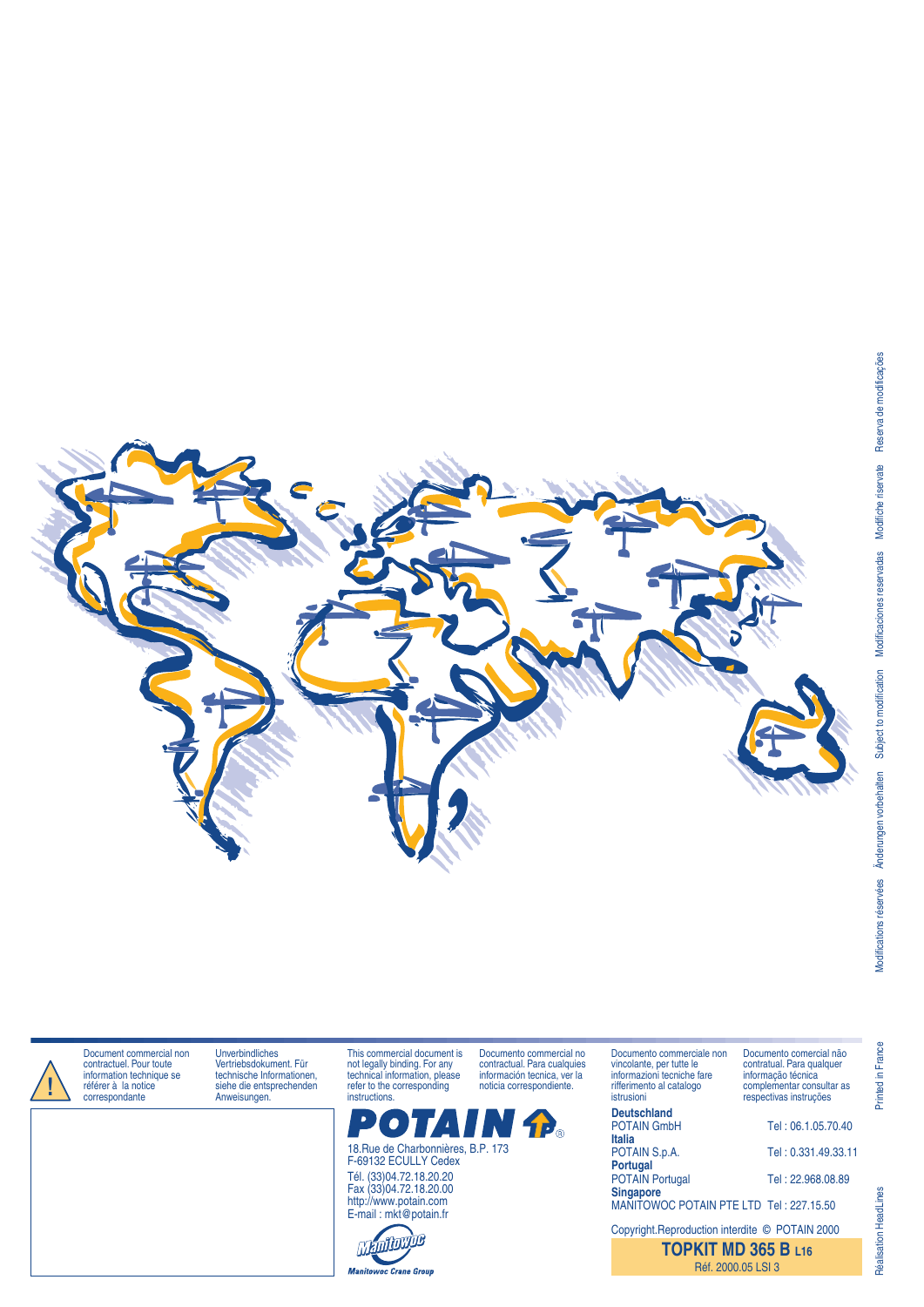Document commercial non contractuel. Pour toute information technique se référer à la notice correspondante

Unverbindliches Vertriebsdokument. Für technische Informationen, siehe die entsprechenden Anweisungen.

This commercial document is not legally binding. For any technical information, please refer to the corresponding instructions.

Documento commercial no contractual. Para cualquies información tecnica, ver la noticia correspondiente.

Documento commerciale non vincolante, per tutte le informazioni tecniche fare rifferimento al catalogo istrusioni

Documento comercial não contratual. Para qualquer informação técnica complementar consultar as respectivas instruções

**POTAIN**

18.Rue de Charbonnières, B.P. 173
F-69132 ECULLY Cedex
Tél. (33)04.72.18.20.20
Fax (33)04.72.18.20.00
http://www.potain.com
E-mail : mkt@potain.fr

Manitowoc Crane Group

**Deutschland**
POTAIN GmbH Tel : 06.1.05.70.40
**Italia**
POTAIN S.p.A. Tel : 0.331.49.33.11
**Portugal**
POTAIN Portugal Tel : 22.968.08.89
**Singapore**
MANITOWOC POTAIN PTE LTD Tel : 227.15.50

Copyright.Reproduction interdite © POTAIN 2000

**TOPKIT MD 365 B L16**
Réf. 2000.05 LSI 3

Modifications réservées Änderungen vorbehalten Subject to modification Modificaciones reservadas Modifiche riservate Reserva de modificações

Printed in France

Réalisation HeadLines